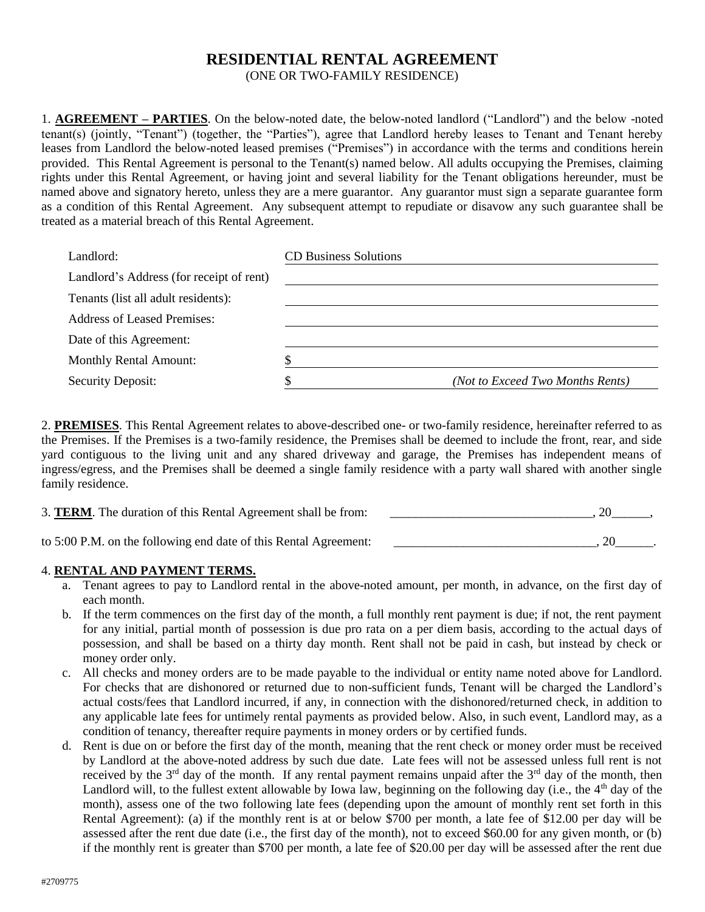# RESIDENTIAL RENTAL AGREEMENT

(ONE OR TWO-FAMILY RESIDENCE)

1. **AGREEMENT – PARTIES**. On the below-noted date, the below-noted landlord ("Landlord") and the below -noted tenant(s) (jointly, "Tenant") (together, the "Parties"), agree that Landlord hereby leases to Tenant and Tenant hereby leases from Landlord the below-noted leased premises ("Premises") in accordance with the terms and conditions herein provided. This Rental Agreement is personal to the Tenant(s) named below. All adults occupying the Premises, claiming rights under this Rental Agreement, or having joint and several liability for the Tenant obligations hereunder, must be named above and signatory hereto, unless they are a mere guarantor. Any guarantor must sign a separate guarantee form as a condition of this Rental Agreement. Any subsequent attempt to repudiate or disavow any such guarantee shall be treated as a material breach of this Rental Agreement.

| | |
|---|---|
| Landlord: | CD Business Solutions |
| Landlord's Address (for receipt of rent) | |
| Tenants (list all adult residents): | |
| Address of Leased Premises: | |
| Date of this Agreement: | |
| Monthly Rental Amount: | $ |
| Security Deposit: | $ *(Not to Exceed Two Months Rents)* |

2. **PREMISES**. This Rental Agreement relates to above-described one- or two-family residence, hereinafter referred to as the Premises. If the Premises is a two-family residence, the Premises shall be deemed to include the front, rear, and side yard contiguous to the living unit and any shared driveway and garage, the Premises has independent means of ingress/egress, and the Premises shall be deemed a single family residence with a party wall shared with another single family residence.

3. **TERM**. The duration of this Rental Agreement shall be from: ________________________________, 20______,

to 5:00 P.M. on the following end date of this Rental Agreement: ________________________________, 20______.

4. **RENTAL AND PAYMENT TERMS.**

a. Tenant agrees to pay to Landlord rental in the above-noted amount, per month, in advance, on the first day of each month.

b. If the term commences on the first day of the month, a full monthly rent payment is due; if not, the rent payment for any initial, partial month of possession is due pro rata on a per diem basis, according to the actual days of possession, and shall be based on a thirty day month. Rent shall not be paid in cash, but instead by check or money order only.

c. All checks and money orders are to be made payable to the individual or entity name noted above for Landlord. For checks that are dishonored or returned due to non-sufficient funds, Tenant will be charged the Landlord's actual costs/fees that Landlord incurred, if any, in connection with the dishonored/returned check, in addition to any applicable late fees for untimely rental payments as provided below. Also, in such event, Landlord may, as a condition of tenancy, thereafter require payments in money orders or by certified funds.

d. Rent is due on or before the first day of the month, meaning that the rent check or money order must be received by Landlord at the above-noted address by such due date. Late fees will not be assessed unless full rent is not received by the 3rd day of the month. If any rental payment remains unpaid after the 3rd day of the month, then Landlord will, to the fullest extent allowable by Iowa law, beginning on the following day (i.e., the 4th day of the month), assess one of the two following late fees (depending upon the amount of monthly rent set forth in this Rental Agreement): (a) if the monthly rent is at or below $700 per month, a late fee of $12.00 per day will be assessed after the rent due date (i.e., the first day of the month), not to exceed $60.00 for any given month, or (b) if the monthly rent is greater than $700 per month, a late fee of $20.00 per day will be assessed after the rent due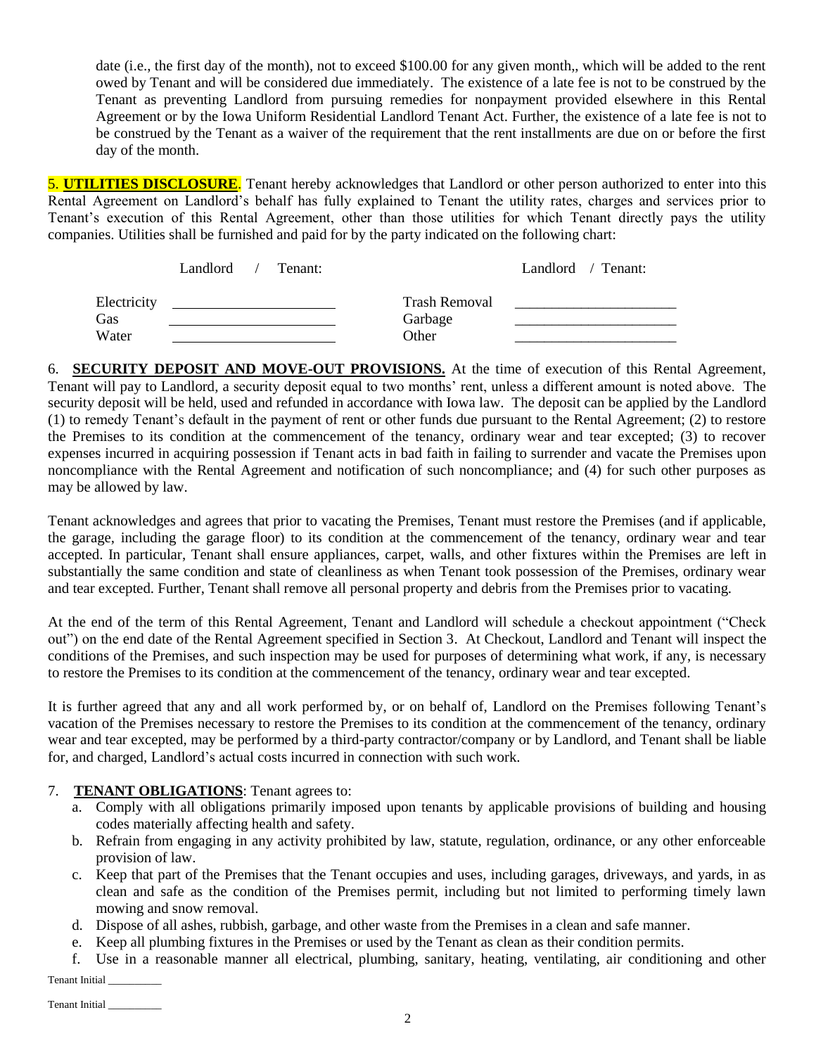date (i.e., the first day of the month), not to exceed $100.00 for any given month,, which will be added to the rent owed by Tenant and will be considered due immediately. The existence of a late fee is not to be construed by the Tenant as preventing Landlord from pursuing remedies for nonpayment provided elsewhere in this Rental Agreement or by the Iowa Uniform Residential Landlord Tenant Act. Further, the existence of a late fee is not to be construed by the Tenant as a waiver of the requirement that the rent installments are due on or before the first day of the month.

5. **UTILITIES DISCLOSURE**. Tenant hereby acknowledges that Landlord or other person authorized to enter into this Rental Agreement on Landlord's behalf has fully explained to Tenant the utility rates, charges and services prior to Tenant's execution of this Rental Agreement, other than those utilities for which Tenant directly pays the utility companies. Utilities shall be furnished and paid for by the party indicated on the following chart:

| | Landlord / Tenant: | | Landlord / Tenant: |
|---|---|---|---|
| Electricity | ______________________ | Trash Removal | ______________________ |
| Gas | ______________________ | Garbage | ______________________ |
| Water | ______________________ | Other | ______________________ |

6. **SECURITY DEPOSIT AND MOVE-OUT PROVISIONS.** At the time of execution of this Rental Agreement, Tenant will pay to Landlord, a security deposit equal to two months' rent, unless a different amount is noted above. The security deposit will be held, used and refunded in accordance with Iowa law. The deposit can be applied by the Landlord (1) to remedy Tenant's default in the payment of rent or other funds due pursuant to the Rental Agreement; (2) to restore the Premises to its condition at the commencement of the tenancy, ordinary wear and tear excepted; (3) to recover expenses incurred in acquiring possession if Tenant acts in bad faith in failing to surrender and vacate the Premises upon noncompliance with the Rental Agreement and notification of such noncompliance; and (4) for such other purposes as may be allowed by law.

Tenant acknowledges and agrees that prior to vacating the Premises, Tenant must restore the Premises (and if applicable, the garage, including the garage floor) to its condition at the commencement of the tenancy, ordinary wear and tear accepted. In particular, Tenant shall ensure appliances, carpet, walls, and other fixtures within the Premises are left in substantially the same condition and state of cleanliness as when Tenant took possession of the Premises, ordinary wear and tear excepted. Further, Tenant shall remove all personal property and debris from the Premises prior to vacating.

At the end of the term of this Rental Agreement, Tenant and Landlord will schedule a checkout appointment ("Check out") on the end date of the Rental Agreement specified in Section 3. At Checkout, Landlord and Tenant will inspect the conditions of the Premises, and such inspection may be used for purposes of determining what work, if any, is necessary to restore the Premises to its condition at the commencement of the tenancy, ordinary wear and tear excepted.

It is further agreed that any and all work performed by, or on behalf of, Landlord on the Premises following Tenant's vacation of the Premises necessary to restore the Premises to its condition at the commencement of the tenancy, ordinary wear and tear excepted, may be performed by a third-party contractor/company or by Landlord, and Tenant shall be liable for, and charged, Landlord's actual costs incurred in connection with such work.

7. **TENANT OBLIGATIONS**: Tenant agrees to:

   a. Comply with all obligations primarily imposed upon tenants by applicable provisions of building and housing codes materially affecting health and safety.
   b. Refrain from engaging in any activity prohibited by law, statute, regulation, ordinance, or any other enforceable provision of law.
   c. Keep that part of the Premises that the Tenant occupies and uses, including garages, driveways, and yards, in as clean and safe as the condition of the Premises permit, including but not limited to performing timely lawn mowing and snow removal.
   d. Dispose of all ashes, rubbish, garbage, and other waste from the Premises in a clean and safe manner.
   e. Keep all plumbing fixtures in the Premises or used by the Tenant as clean as their condition permits.
   f. Use in a reasonable manner all electrical, plumbing, sanitary, heating, ventilating, air conditioning and other

Tenant Initial __________

Tenant Initial __________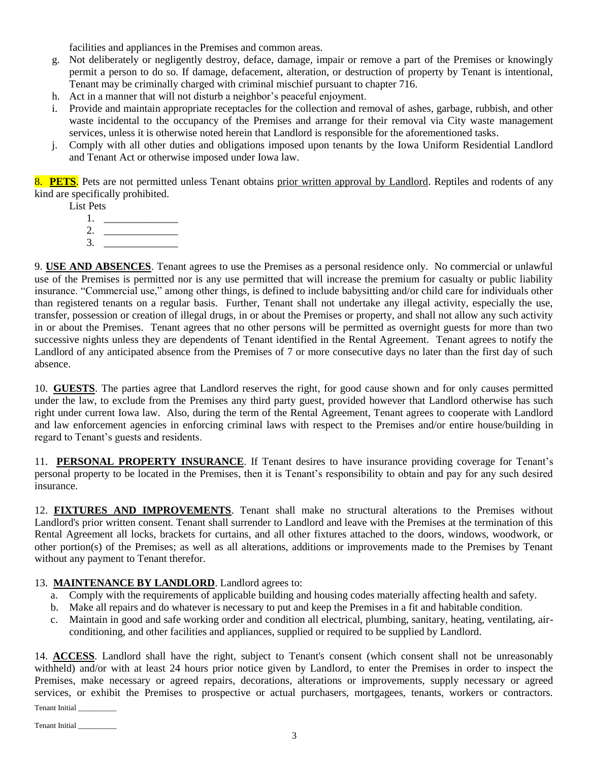facilities and appliances in the Premises and common areas.

g. Not deliberately or negligently destroy, deface, damage, impair or remove a part of the Premises or knowingly permit a person to do so. If damage, defacement, alteration, or destruction of property by Tenant is intentional, Tenant may be criminally charged with criminal mischief pursuant to chapter 716.
h. Act in a manner that will not disturb a neighbor's peaceful enjoyment.
i. Provide and maintain appropriate receptacles for the collection and removal of ashes, garbage, rubbish, and other waste incidental to the occupancy of the Premises and arrange for their removal via City waste management services, unless it is otherwise noted herein that Landlord is responsible for the aforementioned tasks.
j. Comply with all other duties and obligations imposed upon tenants by the Iowa Uniform Residential Landlord and Tenant Act or otherwise imposed under Iowa law.

8. **PETS**. Pets are not permitted unless Tenant obtains prior written approval by Landlord. Reptiles and rodents of any kind are specifically prohibited.

List Pets

1. ______________
2. ______________
3. ______________

9. **USE AND ABSENCES**. Tenant agrees to use the Premises as a personal residence only. No commercial or unlawful use of the Premises is permitted nor is any use permitted that will increase the premium for casualty or public liability insurance. "Commercial use," among other things, is defined to include babysitting and/or child care for individuals other than registered tenants on a regular basis. Further, Tenant shall not undertake any illegal activity, especially the use, transfer, possession or creation of illegal drugs, in or about the Premises or property, and shall not allow any such activity in or about the Premises. Tenant agrees that no other persons will be permitted as overnight guests for more than two successive nights unless they are dependents of Tenant identified in the Rental Agreement. Tenant agrees to notify the Landlord of any anticipated absence from the Premises of 7 or more consecutive days no later than the first day of such absence.

10. **GUESTS**. The parties agree that Landlord reserves the right, for good cause shown and for only causes permitted under the law, to exclude from the Premises any third party guest, provided however that Landlord otherwise has such right under current Iowa law. Also, during the term of the Rental Agreement, Tenant agrees to cooperate with Landlord and law enforcement agencies in enforcing criminal laws with respect to the Premises and/or entire house/building in regard to Tenant's guests and residents.

11. **PERSONAL PROPERTY INSURANCE**. If Tenant desires to have insurance providing coverage for Tenant's personal property to be located in the Premises, then it is Tenant's responsibility to obtain and pay for any such desired insurance.

12. **FIXTURES AND IMPROVEMENTS**. Tenant shall make no structural alterations to the Premises without Landlord's prior written consent. Tenant shall surrender to Landlord and leave with the Premises at the termination of this Rental Agreement all locks, brackets for curtains, and all other fixtures attached to the doors, windows, woodwork, or other portion(s) of the Premises; as well as all alterations, additions or improvements made to the Premises by Tenant without any payment to Tenant therefor.

13. **MAINTENANCE BY LANDLORD**. Landlord agrees to:

a. Comply with the requirements of applicable building and housing codes materially affecting health and safety.
b. Make all repairs and do whatever is necessary to put and keep the Premises in a fit and habitable condition.
c. Maintain in good and safe working order and condition all electrical, plumbing, sanitary, heating, ventilating, air-conditioning, and other facilities and appliances, supplied or required to be supplied by Landlord.

14. **ACCESS**. Landlord shall have the right, subject to Tenant's consent (which consent shall not be unreasonably withheld) and/or with at least 24 hours prior notice given by Landlord, to enter the Premises in order to inspect the Premises, make necessary or agreed repairs, decorations, alterations or improvements, supply necessary or agreed services, or exhibit the Premises to prospective or actual purchasers, mortgagees, tenants, workers or contractors.

Tenant Initial __________

Tenant Initial __________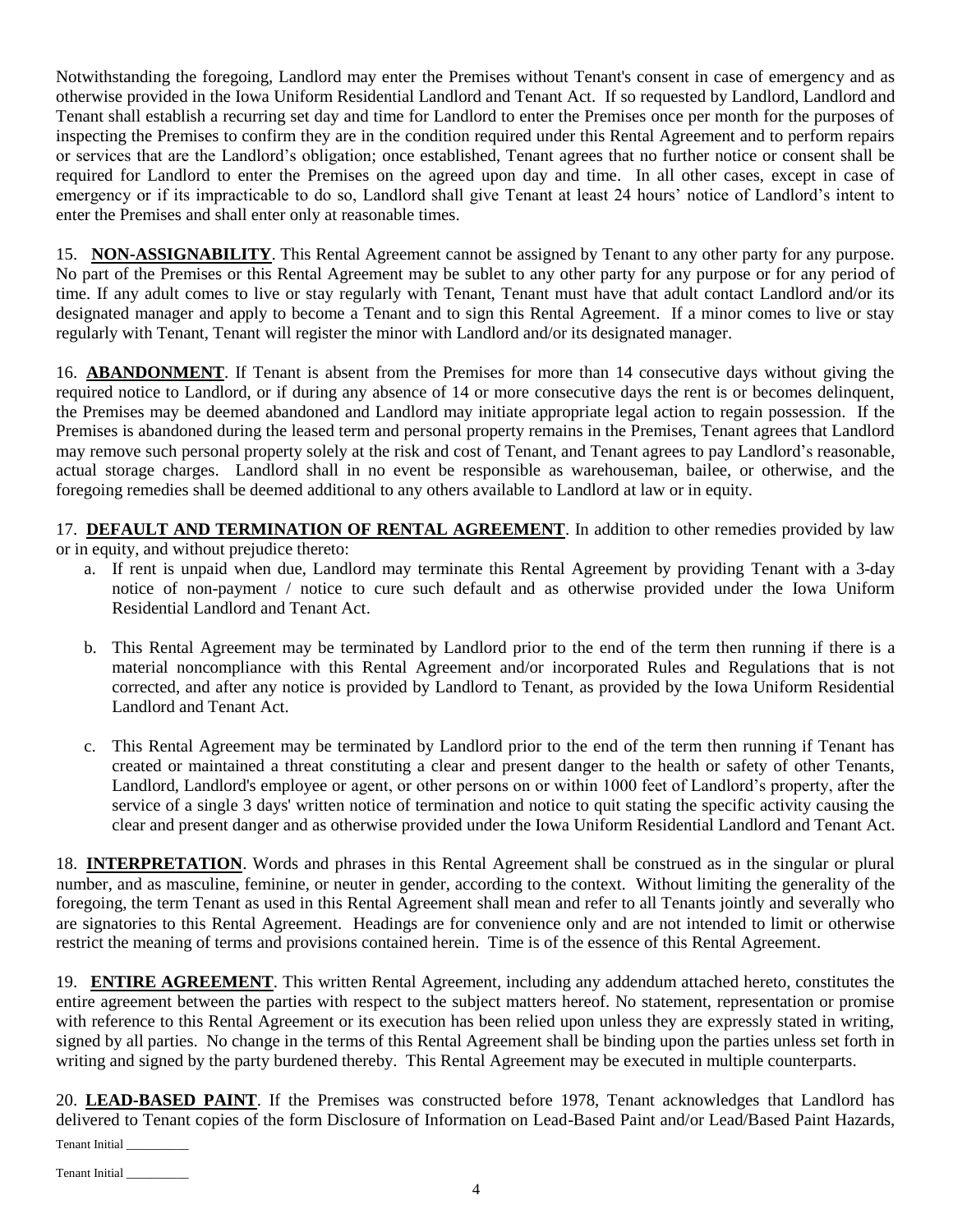Notwithstanding the foregoing, Landlord may enter the Premises without Tenant's consent in case of emergency and as otherwise provided in the Iowa Uniform Residential Landlord and Tenant Act. If so requested by Landlord, Landlord and Tenant shall establish a recurring set day and time for Landlord to enter the Premises once per month for the purposes of inspecting the Premises to confirm they are in the condition required under this Rental Agreement and to perform repairs or services that are the Landlord's obligation; once established, Tenant agrees that no further notice or consent shall be required for Landlord to enter the Premises on the agreed upon day and time. In all other cases, except in case of emergency or if its impracticable to do so, Landlord shall give Tenant at least 24 hours' notice of Landlord's intent to enter the Premises and shall enter only at reasonable times.

15. **NON-ASSIGNABILITY**. This Rental Agreement cannot be assigned by Tenant to any other party for any purpose. No part of the Premises or this Rental Agreement may be sublet to any other party for any purpose or for any period of time. If any adult comes to live or stay regularly with Tenant, Tenant must have that adult contact Landlord and/or its designated manager and apply to become a Tenant and to sign this Rental Agreement. If a minor comes to live or stay regularly with Tenant, Tenant will register the minor with Landlord and/or its designated manager.

16. **ABANDONMENT**. If Tenant is absent from the Premises for more than 14 consecutive days without giving the required notice to Landlord, or if during any absence of 14 or more consecutive days the rent is or becomes delinquent, the Premises may be deemed abandoned and Landlord may initiate appropriate legal action to regain possession. If the Premises is abandoned during the leased term and personal property remains in the Premises, Tenant agrees that Landlord may remove such personal property solely at the risk and cost of Tenant, and Tenant agrees to pay Landlord's reasonable, actual storage charges. Landlord shall in no event be responsible as warehouseman, bailee, or otherwise, and the foregoing remedies shall be deemed additional to any others available to Landlord at law or in equity.

17. **DEFAULT AND TERMINATION OF RENTAL AGREEMENT**. In addition to other remedies provided by law or in equity, and without prejudice thereto:

a. If rent is unpaid when due, Landlord may terminate this Rental Agreement by providing Tenant with a 3-day notice of non-payment / notice to cure such default and as otherwise provided under the Iowa Uniform Residential Landlord and Tenant Act.

b. This Rental Agreement may be terminated by Landlord prior to the end of the term then running if there is a material noncompliance with this Rental Agreement and/or incorporated Rules and Regulations that is not corrected, and after any notice is provided by Landlord to Tenant, as provided by the Iowa Uniform Residential Landlord and Tenant Act.

c. This Rental Agreement may be terminated by Landlord prior to the end of the term then running if Tenant has created or maintained a threat constituting a clear and present danger to the health or safety of other Tenants, Landlord, Landlord's employee or agent, or other persons on or within 1000 feet of Landlord's property, after the service of a single 3 days' written notice of termination and notice to quit stating the specific activity causing the clear and present danger and as otherwise provided under the Iowa Uniform Residential Landlord and Tenant Act.

18. **INTERPRETATION**. Words and phrases in this Rental Agreement shall be construed as in the singular or plural number, and as masculine, feminine, or neuter in gender, according to the context. Without limiting the generality of the foregoing, the term Tenant as used in this Rental Agreement shall mean and refer to all Tenants jointly and severally who are signatories to this Rental Agreement. Headings are for convenience only and are not intended to limit or otherwise restrict the meaning of terms and provisions contained herein. Time is of the essence of this Rental Agreement.

19. **ENTIRE AGREEMENT**. This written Rental Agreement, including any addendum attached hereto, constitutes the entire agreement between the parties with respect to the subject matters hereof. No statement, representation or promise with reference to this Rental Agreement or its execution has been relied upon unless they are expressly stated in writing, signed by all parties. No change in the terms of this Rental Agreement shall be binding upon the parties unless set forth in writing and signed by the party burdened thereby. This Rental Agreement may be executed in multiple counterparts.

20. **LEAD-BASED PAINT**. If the Premises was constructed before 1978, Tenant acknowledges that Landlord has delivered to Tenant copies of the form Disclosure of Information on Lead-Based Paint and/or Lead/Based Paint Hazards,

Tenant Initial __________

Tenant Initial __________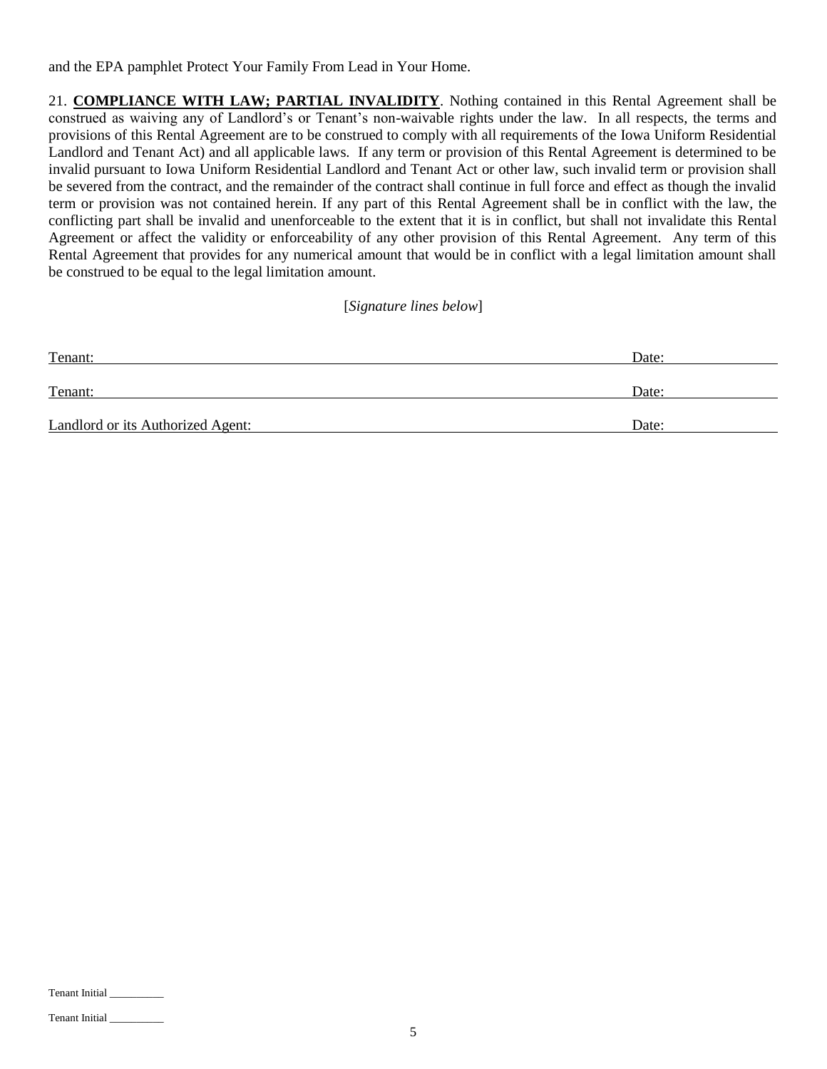and the EPA pamphlet Protect Your Family From Lead in Your Home.

21. **COMPLIANCE WITH LAW; PARTIAL INVALIDITY**. Nothing contained in this Rental Agreement shall be construed as waiving any of Landlord's or Tenant's non-waivable rights under the law. In all respects, the terms and provisions of this Rental Agreement are to be construed to comply with all requirements of the Iowa Uniform Residential Landlord and Tenant Act) and all applicable laws. If any term or provision of this Rental Agreement is determined to be invalid pursuant to Iowa Uniform Residential Landlord and Tenant Act or other law, such invalid term or provision shall be severed from the contract, and the remainder of the contract shall continue in full force and effect as though the invalid term or provision was not contained herein. If any part of this Rental Agreement shall be in conflict with the law, the conflicting part shall be invalid and unenforceable to the extent that it is in conflict, but shall not invalidate this Rental Agreement or affect the validity or enforceability of any other provision of this Rental Agreement. Any term of this Rental Agreement that provides for any numerical amount that would be in conflict with a legal limitation amount shall be construed to be equal to the legal limitation amount.

[*Signature lines below*]

Tenant: ______________________________ Date: ____________

Tenant: ______________________________ Date: ____________

Landlord or its Authorized Agent: ______________________________ Date: ____________

Tenant Initial __________

Tenant Initial __________